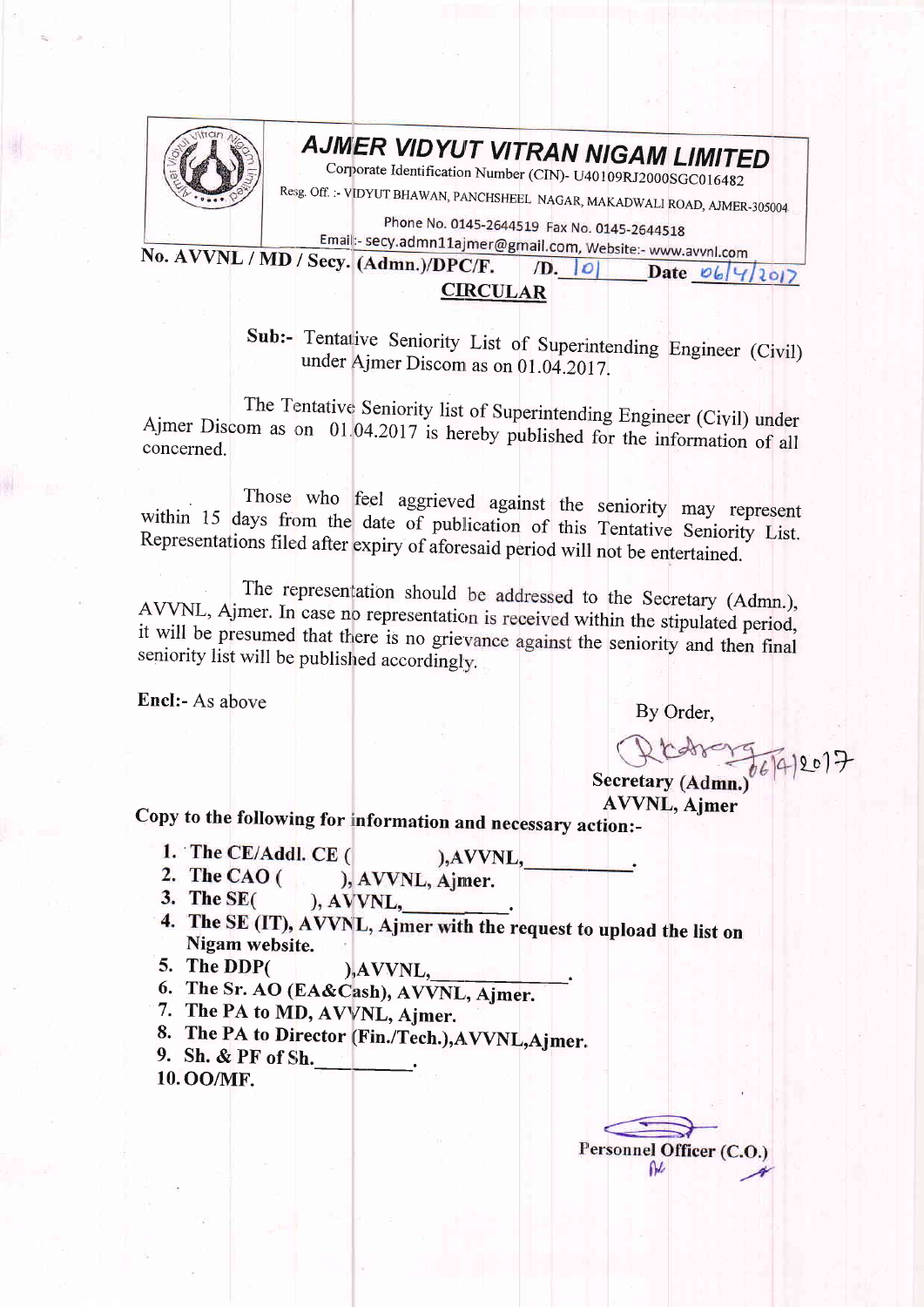# AJMER VIDYUT VITRAN NIGAM LIMITED

Corporate Identification Number (CIN)- U40109RJ2000SGC016482

Resg. Off. :- VIDYUT BHAWAN, PANCHSHEEL NAGAR, MAKADWALI ROAD, AJMER-305004

Phone No. 0145-2644519 Fax No. 0145-2644518

Email:- secy.admn11ajmer@gmail.com, Website:- www.avvnl.com

**No. AVVNL / MD / Secy. (Admn.)/DPC/F. /D. 10 Date 06/4/2017**

## CIRCULAR

**Sub:-** Tentative Seniority List of Superintending Engineer (Civil) under Ajmer Discom as on 01.04.2017.

The Tentative Seniority list of Superintending Engineer (Civil) under Ajmer Discom as on 01.04.2017 is hereby published for the information of all concerned.

Those who feel aggrieved against the seniority may represent within 15 days from the date of publication of this Tentative Seniority List. Representations filed after expiry of aforesaid period will not be entertained.

The representation should be addressed to the Secretary (Admn.), AVVNL, Ajmer. In case no representation is received within the stipulated period, it will be presumed that there is no grievance against the seniority and then final seniority list will be published accordingly.

**Encl:-** As above

By Order,

06/4/2017

**Secretary (Admn.)**
**AVVNL, Ajmer**

**Copy to the following for information and necessary action:-**

1. The CE/Addl. CE ( ),AVVNL,\_\_\_\_\_\_\_\_\_\_.
2. The CAO ( ), AVVNL, Ajmer.
3. The SE( ), AVVNL,\_\_\_\_\_\_\_\_\_\_.
4. The SE (IT), AVVNL, Ajmer with the request to upload the list on Nigam website.
5. The DDP( ),AVVNL,\_\_\_\_\_\_\_\_\_\_\_\_\_.
6. The Sr. AO (EA&Cash), AVVNL, Ajmer.
7. The PA to MD, AVVNL, Ajmer.
8. The PA to Director (Fin./Tech.),AVVNL,Ajmer.
9. Sh. & PF of Sh.\_\_\_\_\_\_\_\_\_\_.
10. OO/MF.

**Personnel Officer (C.O.)**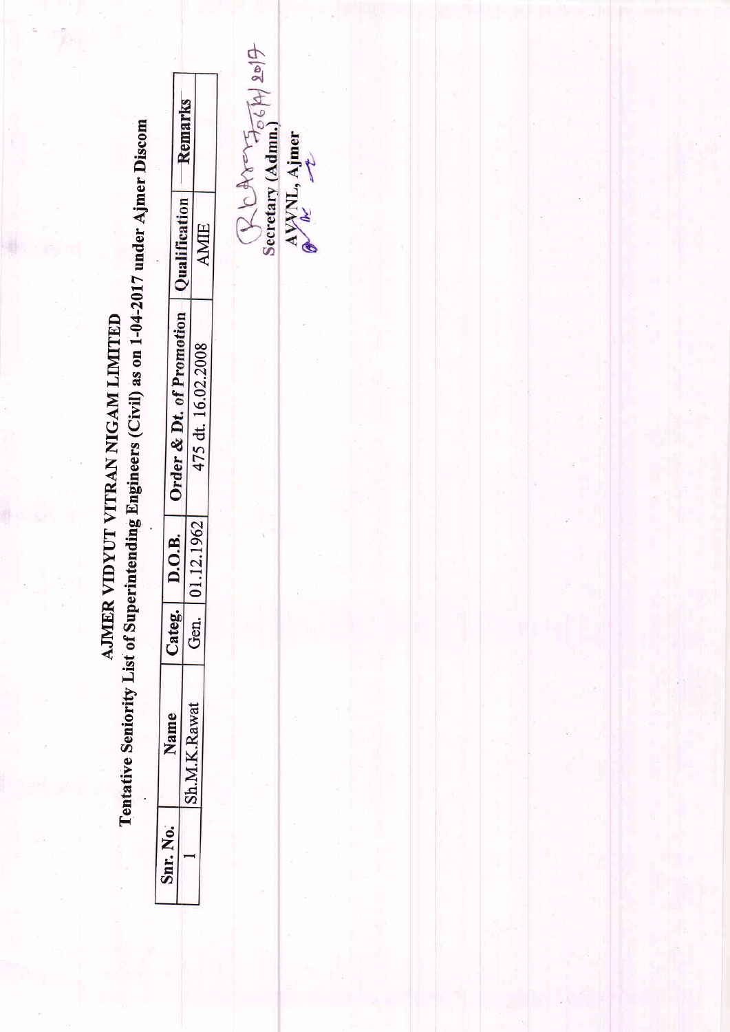# AJMER VIDYUT VITRAN NIGAM LIMITED

## Tentative Seniority List of Superintending Engineers (Civil) as on 1-04-2017 under Ajmer Discom

| Snr. No. | Name | Categ. | D.O.B. | Order & Dt. of Promotion | Qualification | Remarks |
|---|---|---|---|---|---|---|
| 1 | Sh.M.K.Rawat | Gen. | 01.12.1962 | 475 dt. 16.02.2008 | AMIE | |

07/06/2017

Secretary (Admn.)

AVVNL, Ajmer